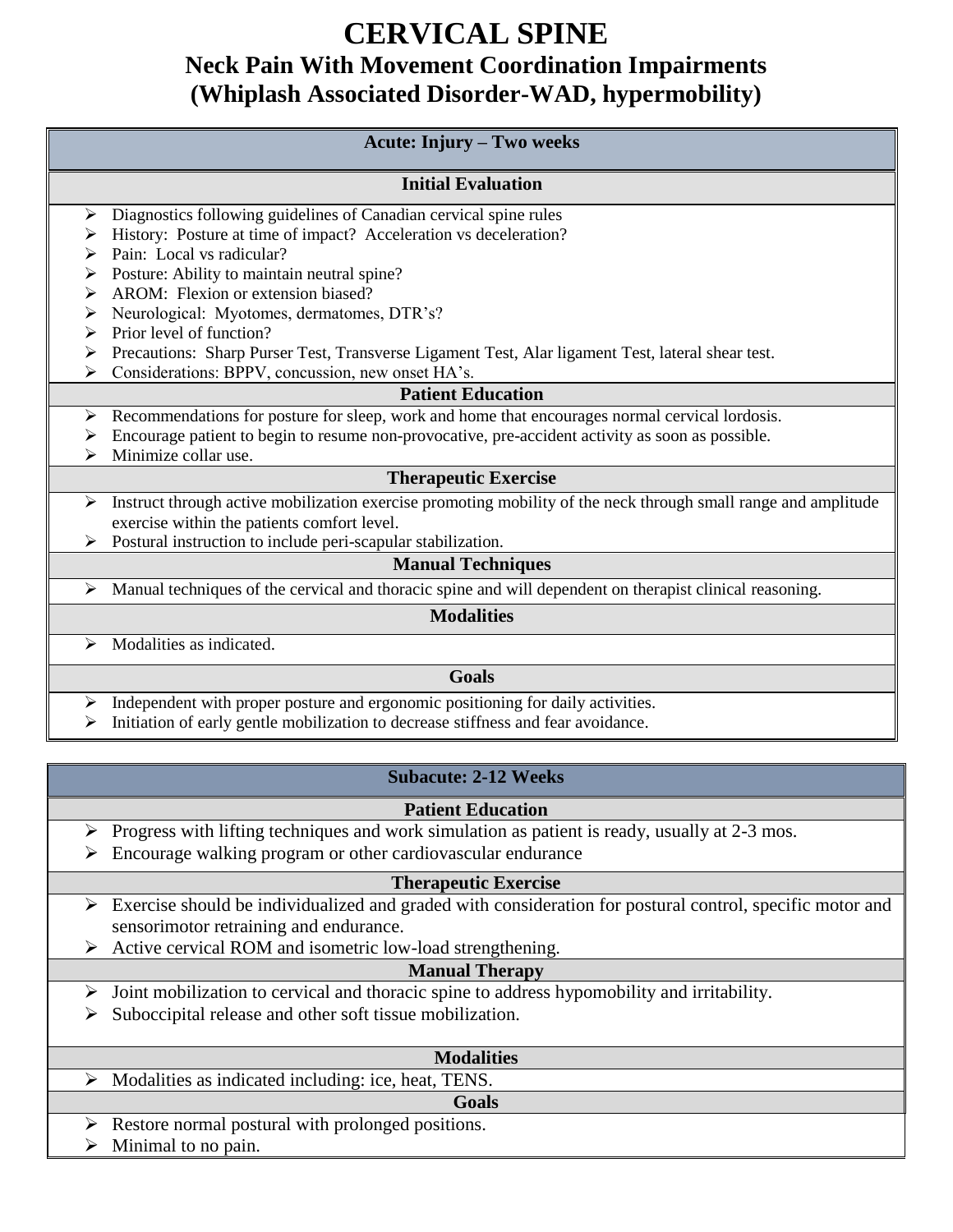# CERVICAL SPINE

## Neck Pain With Movement Coordination Impairments (Whiplash Associated Disorder-WAD, hypermobility)

### Acute: Injury – Two weeks

#### Initial Evaluation

- Diagnostics following guidelines of Canadian cervical spine rules
- History: Posture at time of impact? Acceleration vs deceleration?
- Pain: Local vs radicular?
- Posture: Ability to maintain neutral spine?
- AROM: Flexion or extension biased?
- Neurological: Myotomes, dermatomes, DTR's?
- Prior level of function?
- Precautions: Sharp Purser Test, Transverse Ligament Test, Alar ligament Test, lateral shear test.
- Considerations: BPPV, concussion, new onset HA's.

#### Patient Education

- Recommendations for posture for sleep, work and home that encourages normal cervical lordosis.
- Encourage patient to begin to resume non-provocative, pre-accident activity as soon as possible.
- Minimize collar use.

#### Therapeutic Exercise

- Instruct through active mobilization exercise promoting mobility of the neck through small range and amplitude exercise within the patients comfort level.
- Postural instruction to include peri-scapular stabilization.

#### Manual Techniques

- Manual techniques of the cervical and thoracic spine and will dependent on therapist clinical reasoning.

#### Modalities

- Modalities as indicated.

#### Goals

- Independent with proper posture and ergonomic positioning for daily activities.
- Initiation of early gentle mobilization to decrease stiffness and fear avoidance.

### Subacute: 2-12 Weeks

#### Patient Education

- Progress with lifting techniques and work simulation as patient is ready, usually at 2-3 mos.
- Encourage walking program or other cardiovascular endurance

#### Therapeutic Exercise

- Exercise should be individualized and graded with consideration for postural control, specific motor and sensorimotor retraining and endurance.
- Active cervical ROM and isometric low-load strengthening.

#### Manual Therapy

- Joint mobilization to cervical and thoracic spine to address hypomobility and irritability.
- Suboccipital release and other soft tissue mobilization.

#### Modalities

- Modalities as indicated including: ice, heat, TENS.

#### Goals

- Restore normal postural with prolonged positions.
- Minimal to no pain.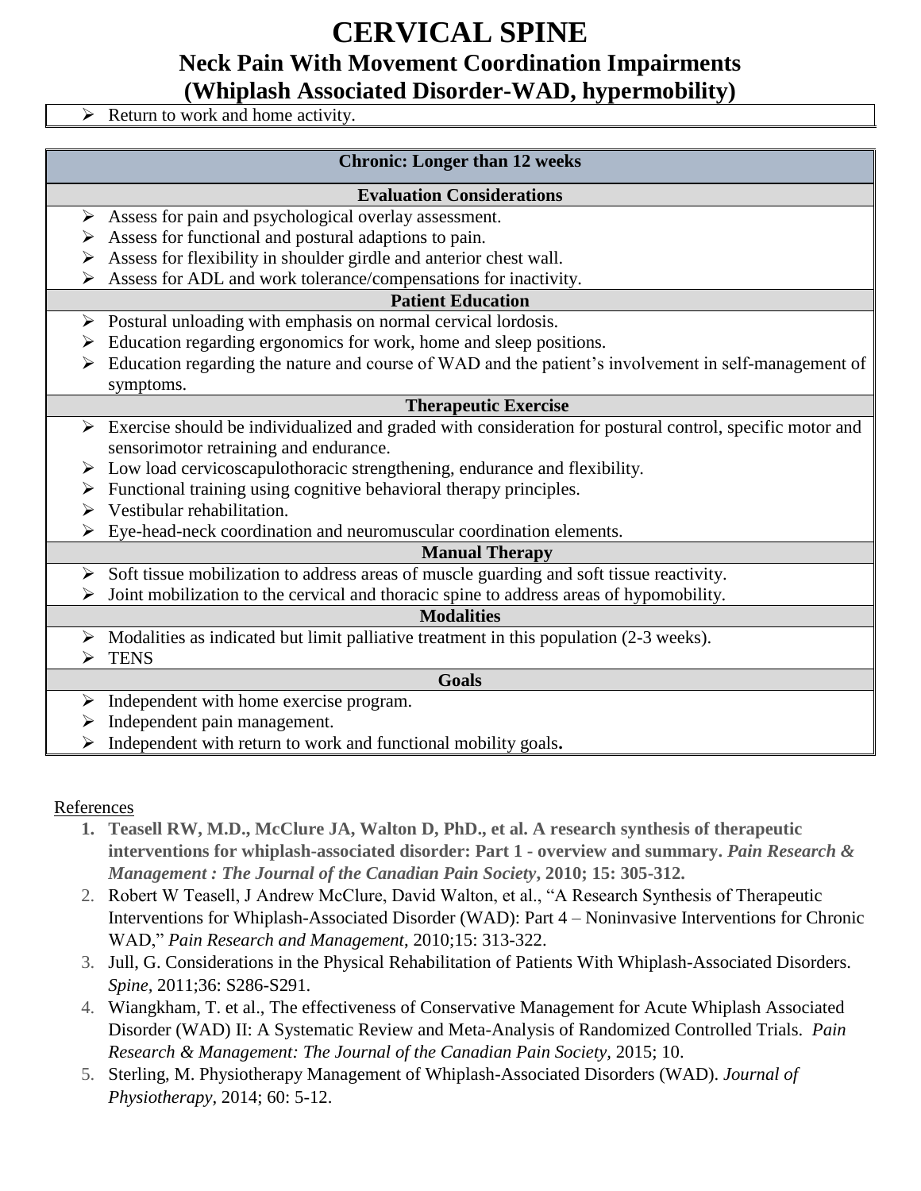# CERVICAL SPINE

## Neck Pain With Movement Coordination Impairments (Whiplash Associated Disorder-WAD, hypermobility)

- Return to work and home activity.

| Chronic: Longer than 12 weeks |
|---|
| **Evaluation Considerations** |
| ➢ Assess for pain and psychological overlay assessment.<br>➢ Assess for functional and postural adaptions to pain.<br>➢ Assess for flexibility in shoulder girdle and anterior chest wall.<br>➢ Assess for ADL and work tolerance/compensations for inactivity. |
| **Patient Education** |
| ➢ Postural unloading with emphasis on normal cervical lordosis.<br>➢ Education regarding ergonomics for work, home and sleep positions.<br>➢ Education regarding the nature and course of WAD and the patient's involvement in self-management of symptoms. |
| **Therapeutic Exercise** |
| ➢ Exercise should be individualized and graded with consideration for postural control, specific motor and sensorimotor retraining and endurance.<br>➢ Low load cervicoscapulothoracic strengthening, endurance and flexibility.<br>➢ Functional training using cognitive behavioral therapy principles.<br>➢ Vestibular rehabilitation.<br>➢ Eye-head-neck coordination and neuromuscular coordination elements. |
| **Manual Therapy** |
| ➢ Soft tissue mobilization to address areas of muscle guarding and soft tissue reactivity.<br>➢ Joint mobilization to the cervical and thoracic spine to address areas of hypomobility. |
| **Modalities** |
| ➢ Modalities as indicated but limit palliative treatment in this population (2-3 weeks).<br>➢ TENS |
| **Goals** |
| ➢ Independent with home exercise program.<br>➢ Independent pain management.<br>➢ Independent with return to work and functional mobility goals. |

References

1. **Teasell RW, M.D., McClure JA, Walton D, PhD., et al. A research synthesis of therapeutic interventions for whiplash-associated disorder: Part 1 - overview and summary.** ***Pain Research & Management : The Journal of the Canadian Pain Society*****, 2010; 15: 305-312.**
2. Robert W Teasell, J Andrew McClure, David Walton, et al., "A Research Synthesis of Therapeutic Interventions for Whiplash-Associated Disorder (WAD): Part 4 – Noninvasive Interventions for Chronic WAD," *Pain Research and Management*, 2010;15: 313-322.
3. Jull, G. Considerations in the Physical Rehabilitation of Patients With Whiplash-Associated Disorders. *Spine*, 2011;36: S286-S291.
4. Wiangkham, T. et al., The effectiveness of Conservative Management for Acute Whiplash Associated Disorder (WAD) II: A Systematic Review and Meta-Analysis of Randomized Controlled Trials. *Pain Research & Management: The Journal of the Canadian Pain Society*, 2015; 10.
5. Sterling, M. Physiotherapy Management of Whiplash-Associated Disorders (WAD). *Journal of Physiotherapy*, 2014; 60: 5-12.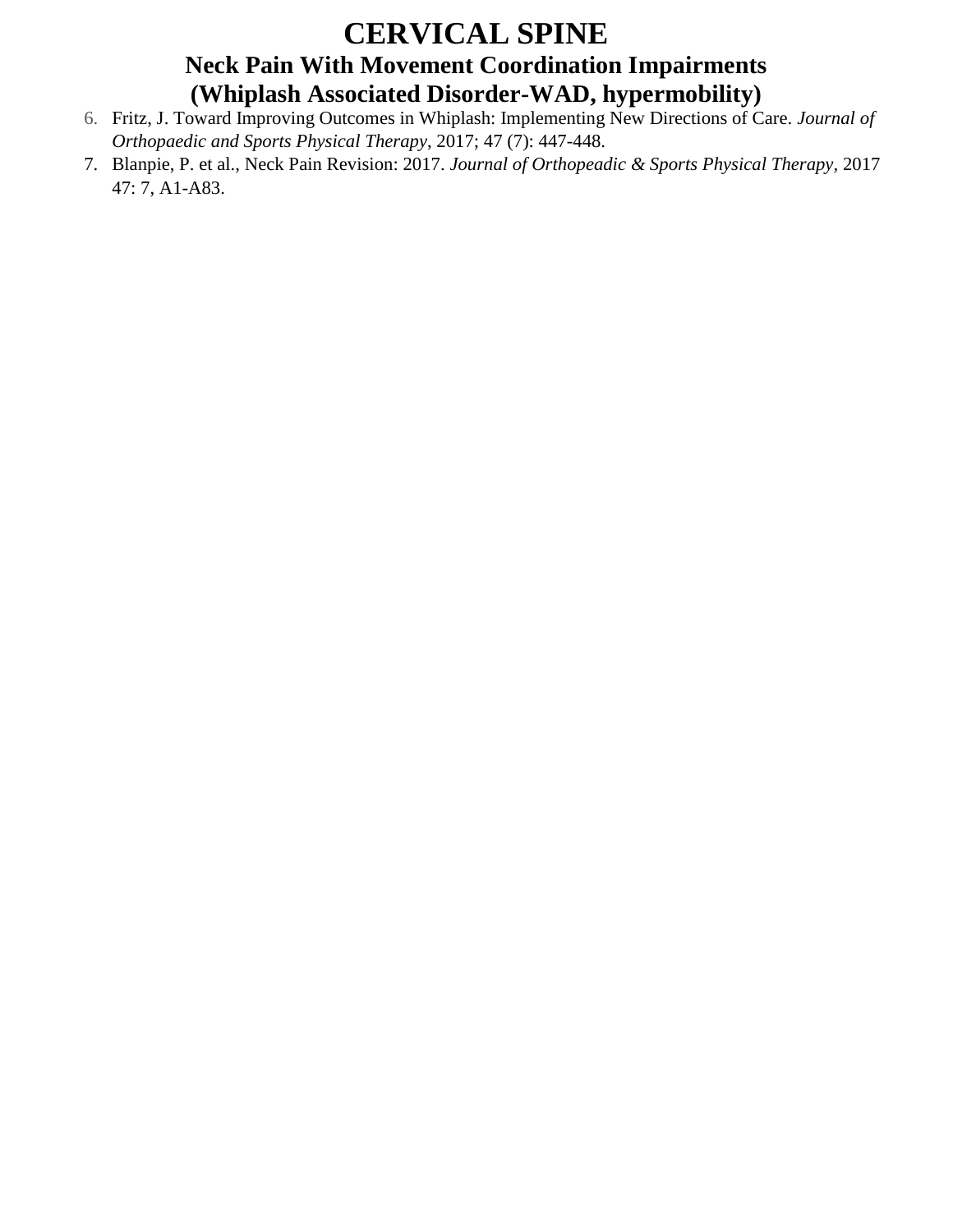6. Fritz, J. Toward Improving Outcomes in Whiplash: Implementing New Directions of Care. *Journal of Orthopaedic and Sports Physical Therapy*, 2017; 47 (7): 447-448.
7. Blanpie, P. et al., Neck Pain Revision: 2017. *Journal of Orthopeadic & Sports Physical Therapy*, 2017 47: 7, A1-A83.